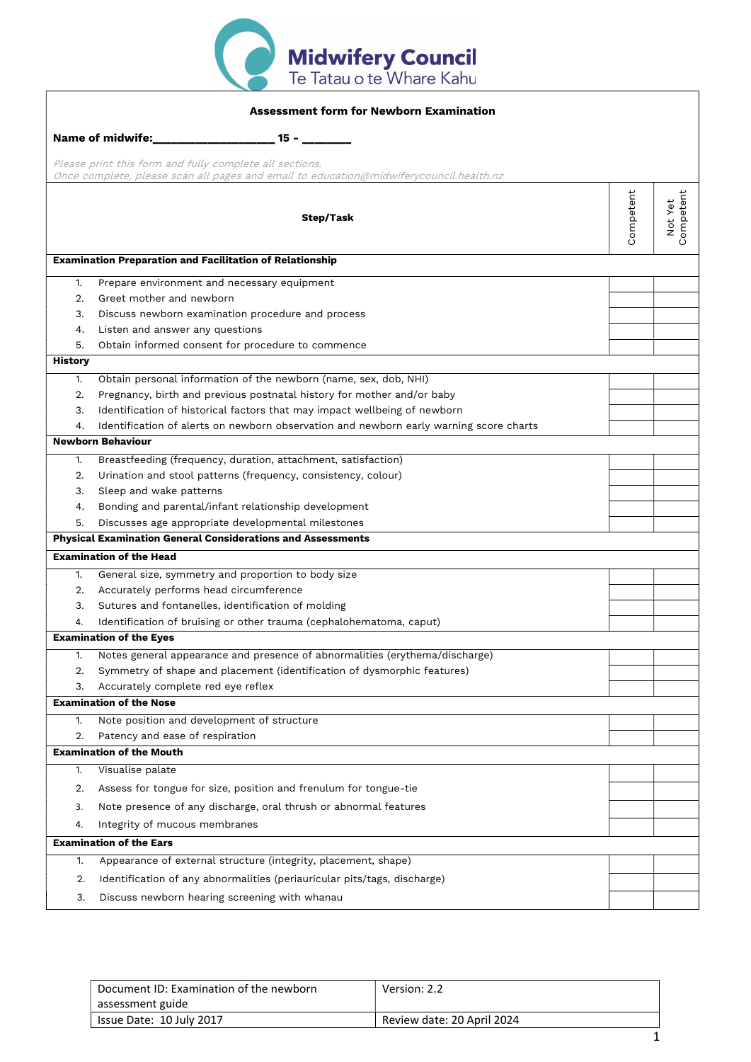**Midwifery Council**
Te Tatau o te Whare Kahu

### Assessment form for Newborn Examination

**Name of midwife:\_\_\_\_\_\_\_\_\_\_\_\_\_\_\_\_\_\_\_ 15 - \_\_\_\_\_\_\_**

*Please print this form and fully complete all sections.*
*Once complete, please scan all pages and email to education@midwiferycouncil.health.nz*

| Step/Task | Competent | Not Yet Competent |
|---|---|---|
| **Examination Preparation and Facilitation of Relationship** | | |
| 1. Prepare environment and necessary equipment | | |
| 2. Greet mother and newborn | | |
| 3. Discuss newborn examination procedure and process | | |
| 4. Listen and answer any questions | | |
| 5. Obtain informed consent for procedure to commence | | |
| **History** | | |
| 1. Obtain personal information of the newborn (name, sex, dob, NHI) | | |
| 2. Pregnancy, birth and previous postnatal history for mother and/or baby | | |
| 3. Identification of historical factors that may impact wellbeing of newborn | | |
| 4. Identification of alerts on newborn observation and newborn early warning score charts | | |
| **Newborn Behaviour** | | |
| 1. Breastfeeding (frequency, duration, attachment, satisfaction) | | |
| 2. Urination and stool patterns (frequency, consistency, colour) | | |
| 3. Sleep and wake patterns | | |
| 4. Bonding and parental/infant relationship development | | |
| 5. Discusses age appropriate developmental milestones | | |
| **Physical Examination General Considerations and Assessments** | | |
| **Examination of the Head** | | |
| 1. General size, symmetry and proportion to body size | | |
| 2. Accurately performs head circumference | | |
| 3. Sutures and fontanelles, identification of molding | | |
| 4. Identification of bruising or other trauma (cephalohematoma, caput) | | |
| **Examination of the Eyes** | | |
| 1. Notes general appearance and presence of abnormalities (erythema/discharge) | | |
| 2. Symmetry of shape and placement (identification of dysmorphic features) | | |
| 3. Accurately complete red eye reflex | | |
| **Examination of the Nose** | | |
| 1. Note position and development of structure | | |
| 2. Patency and ease of respiration | | |
| **Examination of the Mouth** | | |
| 1. Visualise palate | | |
| 2. Assess for tongue for size, position and frenulum for tongue-tie | | |
| 3. Note presence of any discharge, oral thrush or abnormal features | | |
| 4. Integrity of mucous membranes | | |
| **Examination of the Ears** | | |
| 1. Appearance of external structure (integrity, placement, shape) | | |
| 2. Identification of any abnormalities (periauricular pits/tags, discharge) | | |
| 3. Discuss newborn hearing screening with whanau | | |

| Document ID: Examination of the newborn assessment guide | Version: 2.2 |
|---|---|
| Issue Date: 10 July 2017 | Review date: 20 April 2024 |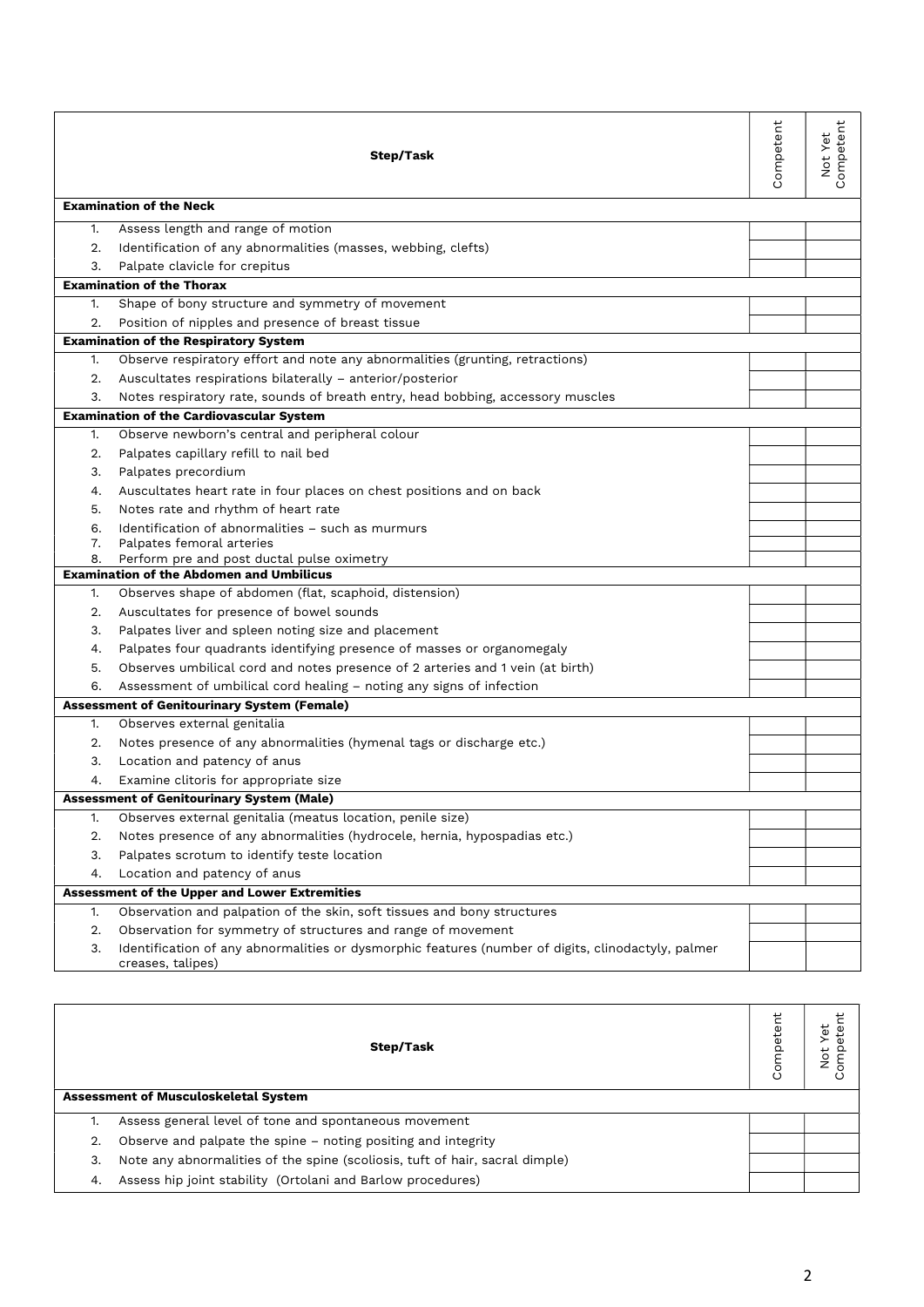| Step/Task | Competent | Not Yet Competent |
|---|---|---|
| **Examination of the Neck** | | |
| 1. Assess length and range of motion | | |
| 2. Identification of any abnormalities (masses, webbing, clefts) | | |
| 3. Palpate clavicle for crepitus | | |
| **Examination of the Thorax** | | |
| 1. Shape of bony structure and symmetry of movement | | |
| 2. Position of nipples and presence of breast tissue | | |
| **Examination of the Respiratory System** | | |
| 1. Observe respiratory effort and note any abnormalities (grunting, retractions) | | |
| 2. Auscultates respirations bilaterally – anterior/posterior | | |
| 3. Notes respiratory rate, sounds of breath entry, head bobbing, accessory muscles | | |
| **Examination of the Cardiovascular System** | | |
| 1. Observe newborn's central and peripheral colour | | |
| 2. Palpates capillary refill to nail bed | | |
| 3. Palpates precordium | | |
| 4. Auscultates heart rate in four places on chest positions and on back | | |
| 5. Notes rate and rhythm of heart rate | | |
| 6. Identification of abnormalities – such as murmurs | | |
| 7. Palpates femoral arteries | | |
| 8. Perform pre and post ductal pulse oximetry | | |
| **Examination of the Abdomen and Umbilicus** | | |
| 1. Observes shape of abdomen (flat, scaphoid, distension) | | |
| 2. Auscultates for presence of bowel sounds | | |
| 3. Palpates liver and spleen noting size and placement | | |
| 4. Palpates four quadrants identifying presence of masses or organomegaly | | |
| 5. Observes umbilical cord and notes presence of 2 arteries and 1 vein (at birth) | | |
| 6. Assessment of umbilical cord healing – noting any signs of infection | | |
| **Assessment of Genitourinary System (Female)** | | |
| 1. Observes external genitalia | | |
| 2. Notes presence of any abnormalities (hymenal tags or discharge etc.) | | |
| 3. Location and patency of anus | | |
| 4. Examine clitoris for appropriate size | | |
| **Assessment of Genitourinary System (Male)** | | |
| 1. Observes external genitalia (meatus location, penile size) | | |
| 2. Notes presence of any abnormalities (hydrocele, hernia, hypospadias etc.) | | |
| 3. Palpates scrotum to identify teste location | | |
| 4. Location and patency of anus | | |
| **Assessment of the Upper and Lower Extremities** | | |
| 1. Observation and palpation of the skin, soft tissues and bony structures | | |
| 2. Observation for symmetry of structures and range of movement | | |
| 3. Identification of any abnormalities or dysmorphic features (number of digits, clinodactyly, palmer creases, talipes) | | |

| Step/Task | Competent | Not Yet Competent |
|---|---|---|
| **Assessment of Musculoskeletal System** | | |
| 1. Assess general level of tone and spontaneous movement | | |
| 2. Observe and palpate the spine – noting positing and integrity | | |
| 3. Note any abnormalities of the spine (scoliosis, tuft of hair, sacral dimple) | | |
| 4. Assess hip joint stability (Ortolani and Barlow procedures) | | |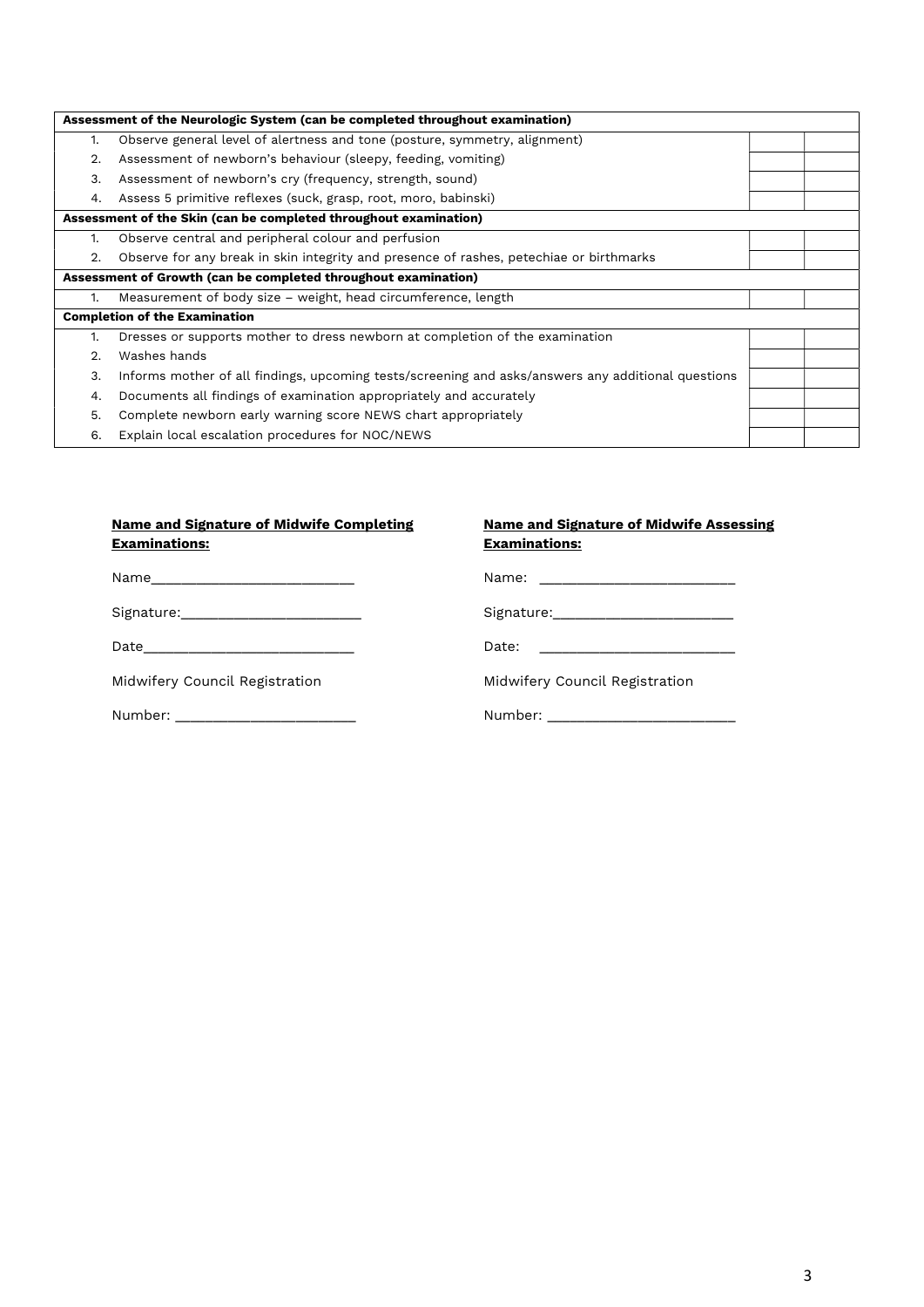| | | | |
|---|---|---|---|
| **Assessment of the Neurologic System (can be completed throughout examination)** | | | |
| 1. | Observe general level of alertness and tone (posture, symmetry, alignment) | | |
| 2. | Assessment of newborn's behaviour (sleepy, feeding, vomiting) | | |
| 3. | Assessment of newborn's cry (frequency, strength, sound) | | |
| 4. | Assess 5 primitive reflexes (suck, grasp, root, moro, babinski) | | |
| **Assessment of the Skin (can be completed throughout examination)** | | | |
| 1. | Observe central and peripheral colour and perfusion | | |
| 2. | Observe for any break in skin integrity and presence of rashes, petechiae or birthmarks | | |
| **Assessment of Growth (can be completed throughout examination)** | | | |
| 1. | Measurement of body size – weight, head circumference, length | | |
| **Completion of the Examination** | | | |
| 1. | Dresses or supports mother to dress newborn at completion of the examination | | |
| 2. | Washes hands | | |
| 3. | Informs mother of all findings, upcoming tests/screening and asks/answers any additional questions | | |
| 4. | Documents all findings of examination appropriately and accurately | | |
| 5. | Complete newborn early warning score NEWS chart appropriately | | |
| 6. | Explain local escalation procedures for NOC/NEWS | | |

**Name and Signature of Midwife Completing Examinations:**

Name_________________________

Signature:______________________

Date__________________________

Midwifery Council Registration

Number: ______________________

**Name and Signature of Midwife Assessing Examinations:**

Name: _______________________

Signature:______________________

Date: _______________________

Midwifery Council Registration

Number: ______________________